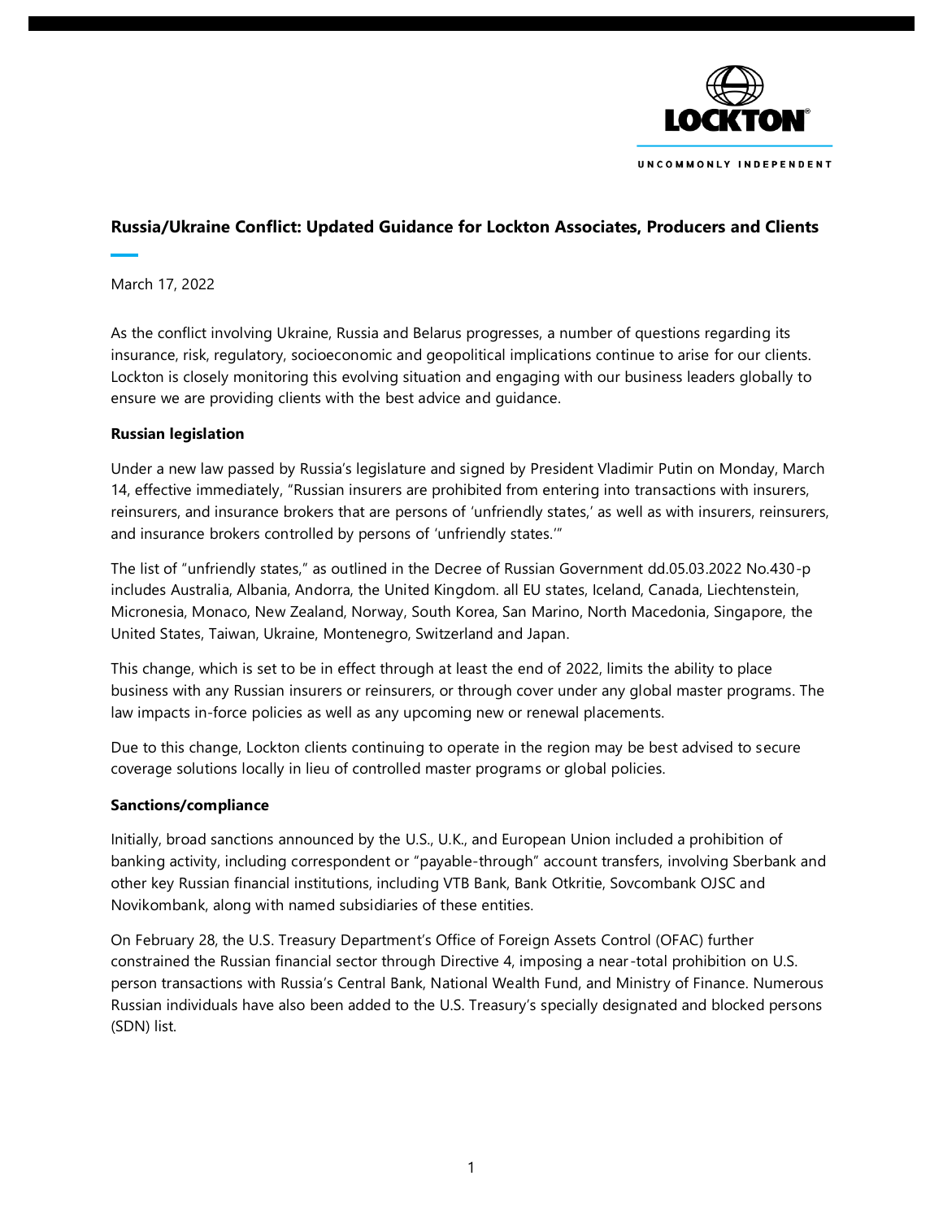# Russia/Ukraine Conflict: Updated Guidance for Lockton Associates, Producers and Clients

March 17, 2022

As the conflict involving Ukraine, Russia and Belarus progresses, a number of questions regarding its insurance, risk, regulatory, socioeconomic and geopolitical implications continue to arise for our clients. Lockton is closely monitoring this evolving situation and engaging with our business leaders globally to ensure we are providing clients with the best advice and guidance.

**Russian legislation**

Under a new law passed by Russia's legislature and signed by President Vladimir Putin on Monday, March 14, effective immediately, "Russian insurers are prohibited from entering into transactions with insurers, reinsurers, and insurance brokers that are persons of 'unfriendly states,' as well as with insurers, reinsurers, and insurance brokers controlled by persons of 'unfriendly states.'"

The list of "unfriendly states," as outlined in the Decree of Russian Government dd.05.03.2022 No.430-p includes Australia, Albania, Andorra, the United Kingdom. all EU states, Iceland, Canada, Liechtenstein, Micronesia, Monaco, New Zealand, Norway, South Korea, San Marino, North Macedonia, Singapore, the United States, Taiwan, Ukraine, Montenegro, Switzerland and Japan.

This change, which is set to be in effect through at least the end of 2022, limits the ability to place business with any Russian insurers or reinsurers, or through cover under any global master programs. The law impacts in-force policies as well as any upcoming new or renewal placements.

Due to this change, Lockton clients continuing to operate in the region may be best advised to secure coverage solutions locally in lieu of controlled master programs or global policies.

**Sanctions/compliance**

Initially, broad sanctions announced by the U.S., U.K., and European Union included a prohibition of banking activity, including correspondent or "payable-through" account transfers, involving Sberbank and other key Russian financial institutions, including VTB Bank, Bank Otkritie, Sovcombank OJSC and Novikombank, along with named subsidiaries of these entities.

On February 28, the U.S. Treasury Department's Office of Foreign Assets Control (OFAC) further constrained the Russian financial sector through Directive 4, imposing a near-total prohibition on U.S. person transactions with Russia's Central Bank, National Wealth Fund, and Ministry of Finance. Numerous Russian individuals have also been added to the U.S. Treasury's specially designated and blocked persons (SDN) list.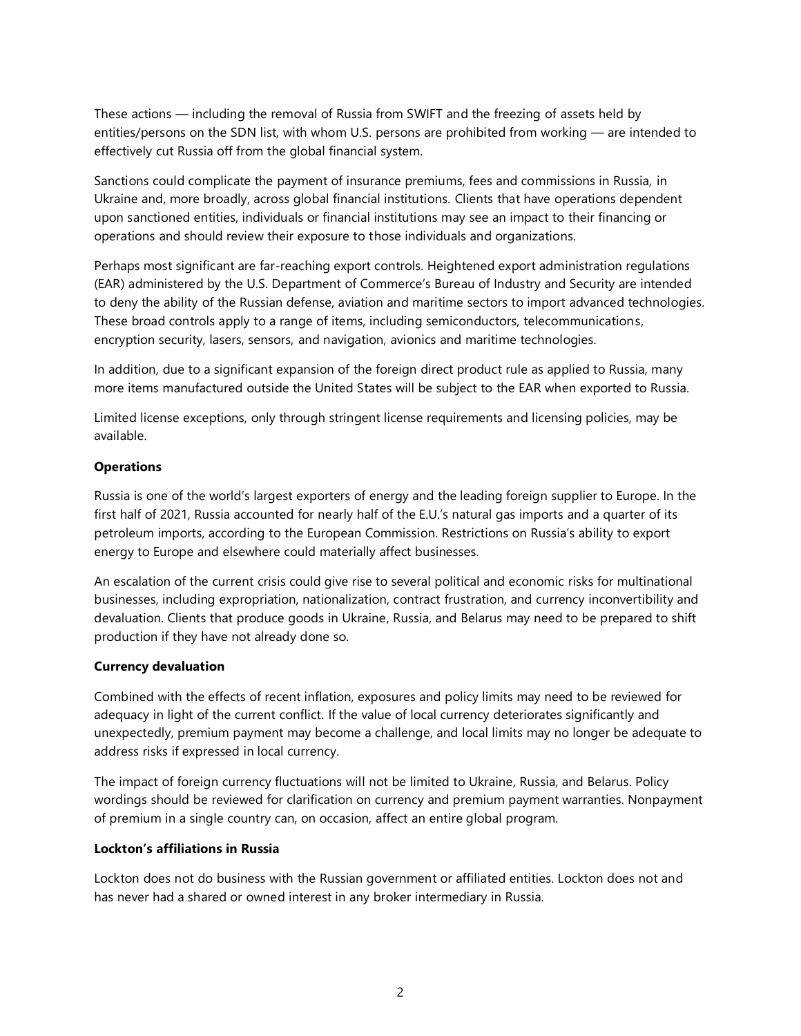These actions — including the removal of Russia from SWIFT and the freezing of assets held by entities/persons on the SDN list, with whom U.S. persons are prohibited from working — are intended to effectively cut Russia off from the global financial system.

Sanctions could complicate the payment of insurance premiums, fees and commissions in Russia, in Ukraine and, more broadly, across global financial institutions. Clients that have operations dependent upon sanctioned entities, individuals or financial institutions may see an impact to their financing or operations and should review their exposure to those individuals and organizations.

Perhaps most significant are far-reaching export controls. Heightened export administration regulations (EAR) administered by the U.S. Department of Commerce's Bureau of Industry and Security are intended to deny the ability of the Russian defense, aviation and maritime sectors to import advanced technologies. These broad controls apply to a range of items, including semiconductors, telecommunications, encryption security, lasers, sensors, and navigation, avionics and maritime technologies.

In addition, due to a significant expansion of the foreign direct product rule as applied to Russia, many more items manufactured outside the United States will be subject to the EAR when exported to Russia.

Limited license exceptions, only through stringent license requirements and licensing policies, may be available.

**Operations**

Russia is one of the world's largest exporters of energy and the leading foreign supplier to Europe. In the first half of 2021, Russia accounted for nearly half of the E.U.'s natural gas imports and a quarter of its petroleum imports, according to the European Commission. Restrictions on Russia's ability to export energy to Europe and elsewhere could materially affect businesses.

An escalation of the current crisis could give rise to several political and economic risks for multinational businesses, including expropriation, nationalization, contract frustration, and currency inconvertibility and devaluation. Clients that produce goods in Ukraine, Russia, and Belarus may need to be prepared to shift production if they have not already done so.

**Currency devaluation**

Combined with the effects of recent inflation, exposures and policy limits may need to be reviewed for adequacy in light of the current conflict. If the value of local currency deteriorates significantly and unexpectedly, premium payment may become a challenge, and local limits may no longer be adequate to address risks if expressed in local currency.

The impact of foreign currency fluctuations will not be limited to Ukraine, Russia, and Belarus. Policy wordings should be reviewed for clarification on currency and premium payment warranties. Nonpayment of premium in a single country can, on occasion, affect an entire global program.

**Lockton's affiliations in Russia**

Lockton does not do business with the Russian government or affiliated entities. Lockton does not and has never had a shared or owned interest in any broker intermediary in Russia.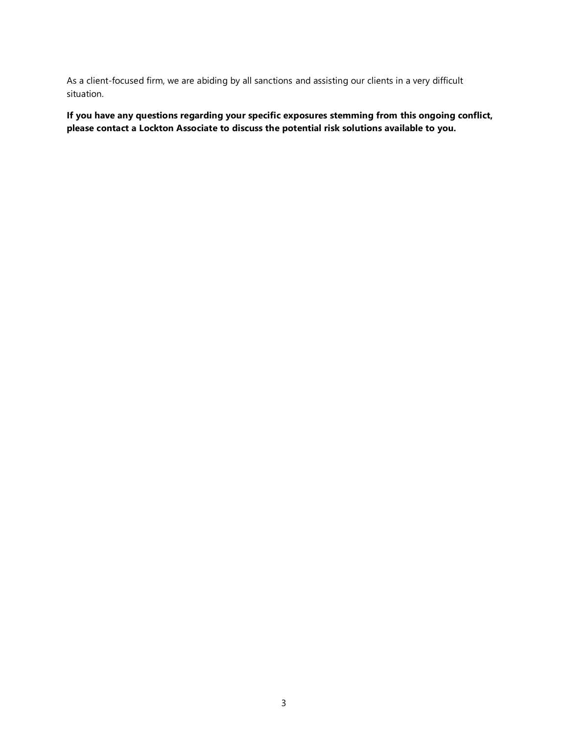As a client-focused firm, we are abiding by all sanctions and assisting our clients in a very difficult situation.

**If you have any questions regarding your specific exposures stemming from this ongoing conflict, please contact a Lockton Associate to discuss the potential risk solutions available to you.**